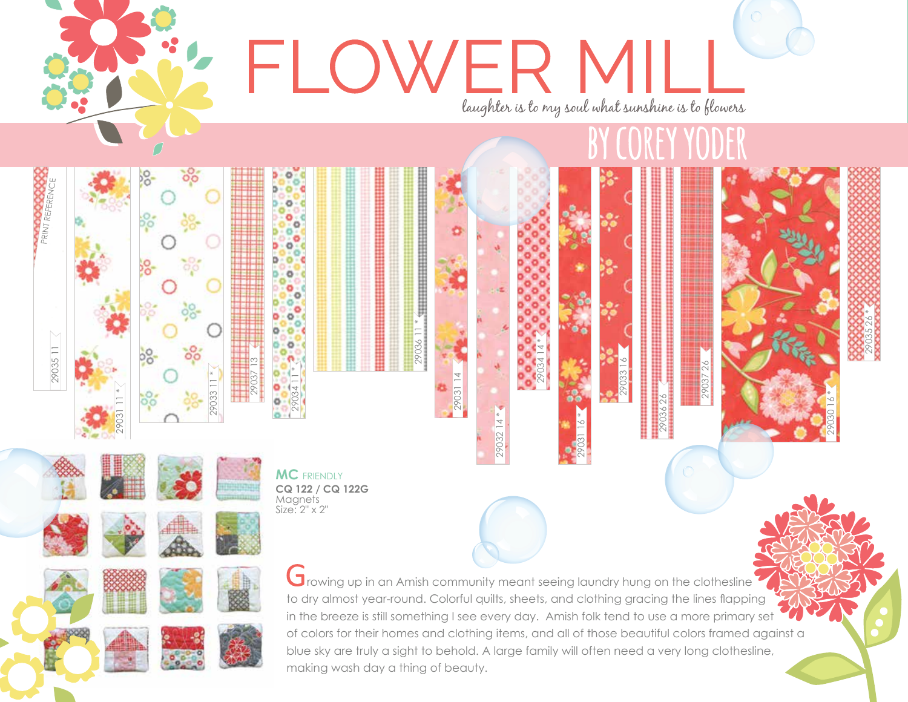# FLOWER MILL

*laughter is to my soul what sunshine is to flowers*

## BY COREY YODER

PRINT REFERENCE

29035 11

29031 11 *

29033 11 *

29037 13

29034 11 *

29036 11 *

29031 14

29032 14 *

29034 14 *

29031 16 *

29033 16

29036 26

29037 26

29030 16 *

29035 26 *

**MC** FRIENDLY
**CQ 122 / CQ 122G**
Magnets
Size: 2" x 2"

Growing up in an Amish community meant seeing laundry hung on the clothesline to dry almost year-round. Colorful quilts, sheets, and clothing gracing the lines flapping in the breeze is still something I see every day. Amish folk tend to use a more primary set of colors for their homes and clothing items, and all of those beautiful colors framed against a blue sky are truly a sight to behold. A large family will often need a very long clothesline, making wash day a thing of beauty.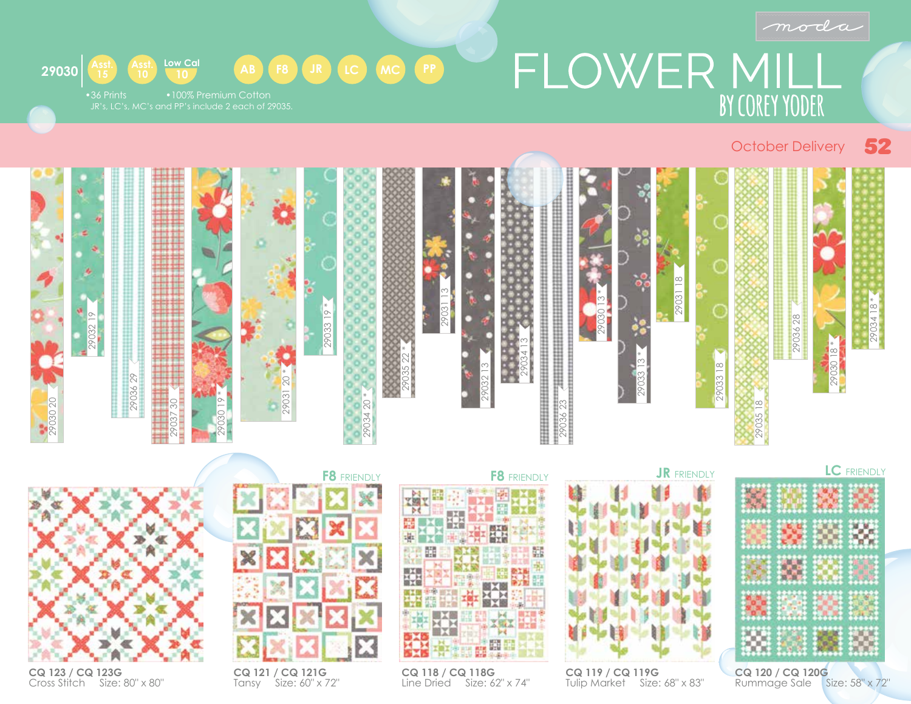moda

# FLOWER MILL

## BY COREY YODER

**29030** | Asst. 15 | Asst. 10 | Low Cal 10 | AB | F8 | JR | LC | MC | PP

- 36 Prints
- 100% Premium Cotton

JR's, LC's, MC's and PP's include 2 each of 29035.

October Delivery

29030 20
29032 19
29036 29
29037 30
29030 19 *
29031 20 *
29033 19 *
29034 20 *
29035 22 *
29031 13
29032 13
29034 13
29036 23
29030 13 *
29033 13 *
29031 18
29033 18
29035 18
29036 28
29030 18 *
29034 18 *

CQ 123 / CQ 123G
Cross Stitch Size: 80" x 80"

F8 FRIENDLY
CQ 121 / CQ 121G
Tansy Size: 60" x 72"

F8 FRIENDLY
CQ 118 / CQ 118G
Line Dried Size: 62" x 74"

JR FRIENDLY
CQ 119 / CQ 119G
Tulip Market Size: 68" x 83"

LC FRIENDLY
CQ 120 / CQ 120G
Rummage Sale Size: 58" x 72"